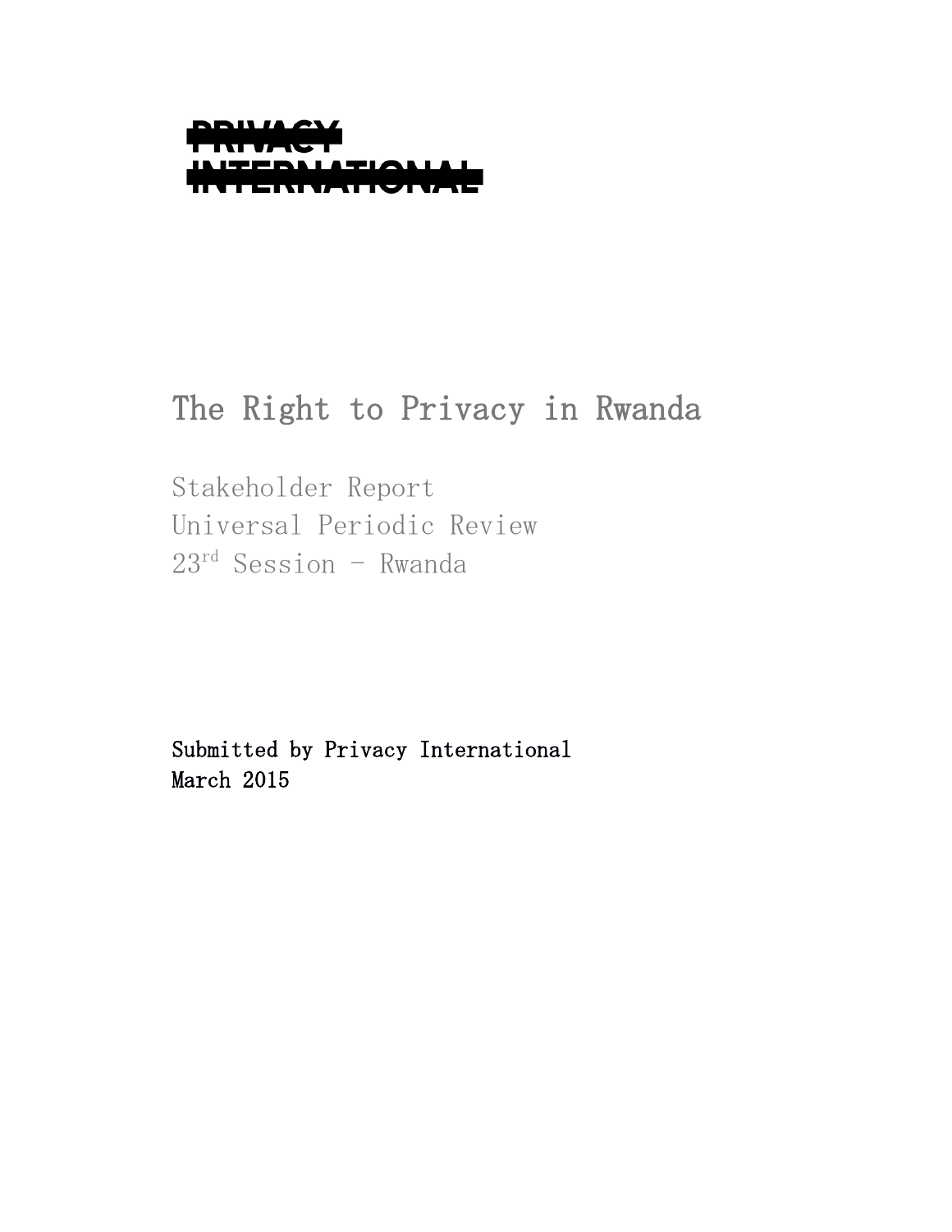PRIVACY INTERNATIONAL

# The Right to Privacy in Rwanda

Stakeholder Report
Universal Periodic Review
23rd Session – Rwanda

Submitted by Privacy International
March 2015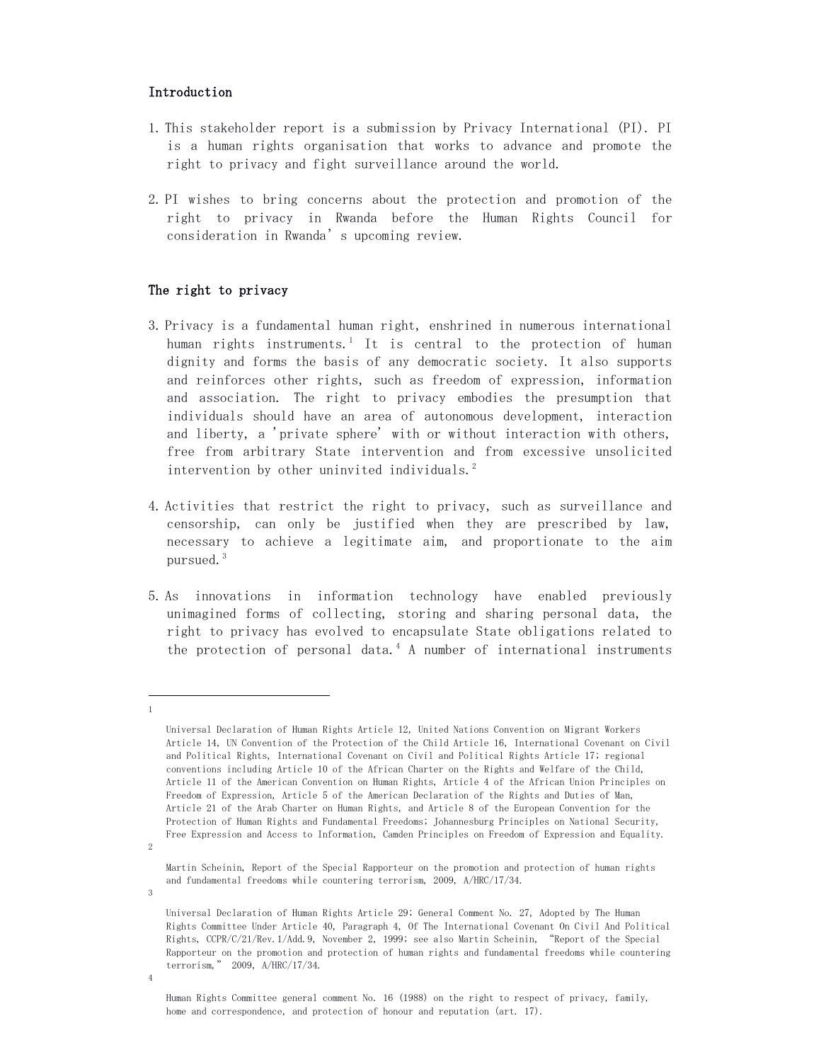## Introduction

1. This stakeholder report is a submission by Privacy International (PI). PI is a human rights organisation that works to advance and promote the right to privacy and fight surveillance around the world.

2. PI wishes to bring concerns about the protection and promotion of the right to privacy in Rwanda before the Human Rights Council for consideration in Rwanda's upcoming review.

## The right to privacy

3. Privacy is a fundamental human right, enshrined in numerous international human rights instruments.[1] It is central to the protection of human dignity and forms the basis of any democratic society. It also supports and reinforces other rights, such as freedom of expression, information and association. The right to privacy embodies the presumption that individuals should have an area of autonomous development, interaction and liberty, a 'private sphere' with or without interaction with others, free from arbitrary State intervention and from excessive unsolicited intervention by other uninvited individuals.[2]

4. Activities that restrict the right to privacy, such as surveillance and censorship, can only be justified when they are prescribed by law, necessary to achieve a legitimate aim, and proportionate to the aim pursued.[3]

5. As innovations in information technology have enabled previously unimagined forms of collecting, storing and sharing personal data, the right to privacy has evolved to encapsulate State obligations related to the protection of personal data.[4] A number of international instruments

---

[1] Universal Declaration of Human Rights Article 12, United Nations Convention on Migrant Workers Article 14, UN Convention of the Protection of the Child Article 16, International Covenant on Civil and Political Rights, International Covenant on Civil and Political Rights Article 17; regional conventions including Article 10 of the African Charter on the Rights and Welfare of the Child, Article 11 of the American Convention on Human Rights, Article 4 of the African Union Principles on Freedom of Expression, Article 5 of the American Declaration of the Rights and Duties of Man, Article 21 of the Arab Charter on Human Rights, and Article 8 of the European Convention for the Protection of Human Rights and Fundamental Freedoms; Johannesburg Principles on National Security, Free Expression and Access to Information, Camden Principles on Freedom of Expression and Equality.

[2] Martin Scheinin, Report of the Special Rapporteur on the promotion and protection of human rights and fundamental freedoms while countering terrorism, 2009, A/HRC/17/34.

[3] Universal Declaration of Human Rights Article 29; General Comment No. 27, Adopted by The Human Rights Committee Under Article 40, Paragraph 4, Of The International Covenant On Civil And Political Rights, CCPR/C/21/Rev.1/Add.9, November 2, 1999; see also Martin Scheinin, "Report of the Special Rapporteur on the promotion and protection of human rights and fundamental freedoms while countering terrorism," 2009, A/HRC/17/34.

[4] Human Rights Committee general comment No. 16 (1988) on the right to respect of privacy, family, home and correspondence, and protection of honour and reputation (art. 17).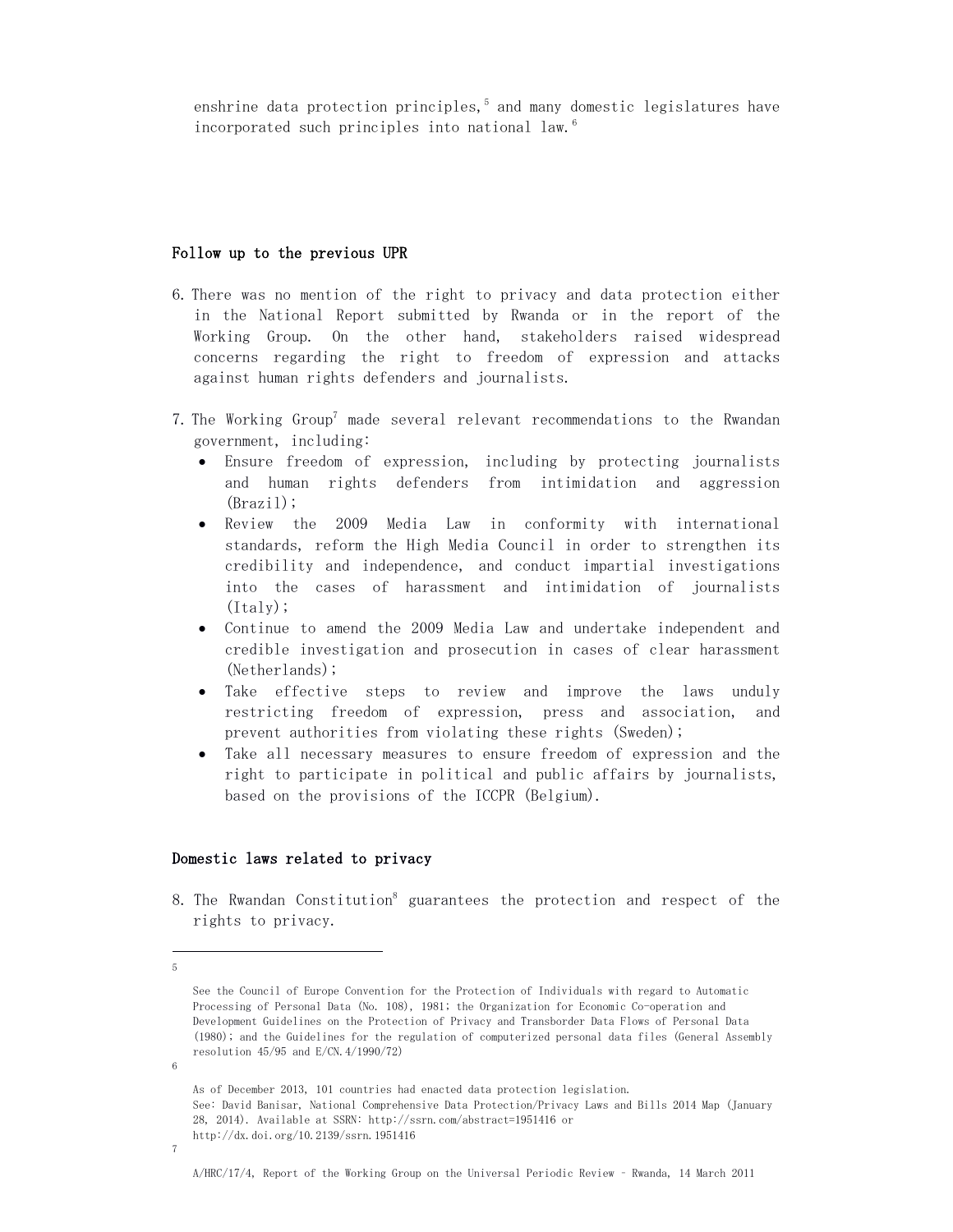enshrine data protection principles,[5] and many domestic legislatures have incorporated such principles into national law.[6]

## Follow up to the previous UPR

6. There was no mention of the right to privacy and data protection either in the National Report submitted by Rwanda or in the report of the Working Group. On the other hand, stakeholders raised widespread concerns regarding the right to freedom of expression and attacks against human rights defenders and journalists.

7. The Working Group[7] made several relevant recommendations to the Rwandan government, including:
   - Ensure freedom of expression, including by protecting journalists and human rights defenders from intimidation and aggression (Brazil);
   - Review the 2009 Media Law in conformity with international standards, reform the High Media Council in order to strengthen its credibility and independence, and conduct impartial investigations into the cases of harassment and intimidation of journalists (Italy);
   - Continue to amend the 2009 Media Law and undertake independent and credible investigation and prosecution in cases of clear harassment (Netherlands);
   - Take effective steps to review and improve the laws unduly restricting freedom of expression, press and association, and prevent authorities from violating these rights (Sweden);
   - Take all necessary measures to ensure freedom of expression and the right to participate in political and public affairs by journalists, based on the provisions of the ICCPR (Belgium).

## Domestic laws related to privacy

8. The Rwandan Constitution[8] guarantees the protection and respect of the rights to privacy.

---

[5] See the Council of Europe Convention for the Protection of Individuals with regard to Automatic Processing of Personal Data (No. 108), 1981; the Organization for Economic Co-operation and Development Guidelines on the Protection of Privacy and Transborder Data Flows of Personal Data (1980); and the Guidelines for the regulation of computerized personal data files (General Assembly resolution 45/95 and E/CN.4/1990/72)

[6] As of December 2013, 101 countries had enacted data protection legislation. See: David Banisar, National Comprehensive Data Protection/Privacy Laws and Bills 2014 Map (January 28, 2014). Available at SSRN: http://ssrn.com/abstract=1951416 or http://dx.doi.org/10.2139/ssrn.1951416

[7] A/HRC/17/4, Report of the Working Group on the Universal Periodic Review – Rwanda, 14 March 2011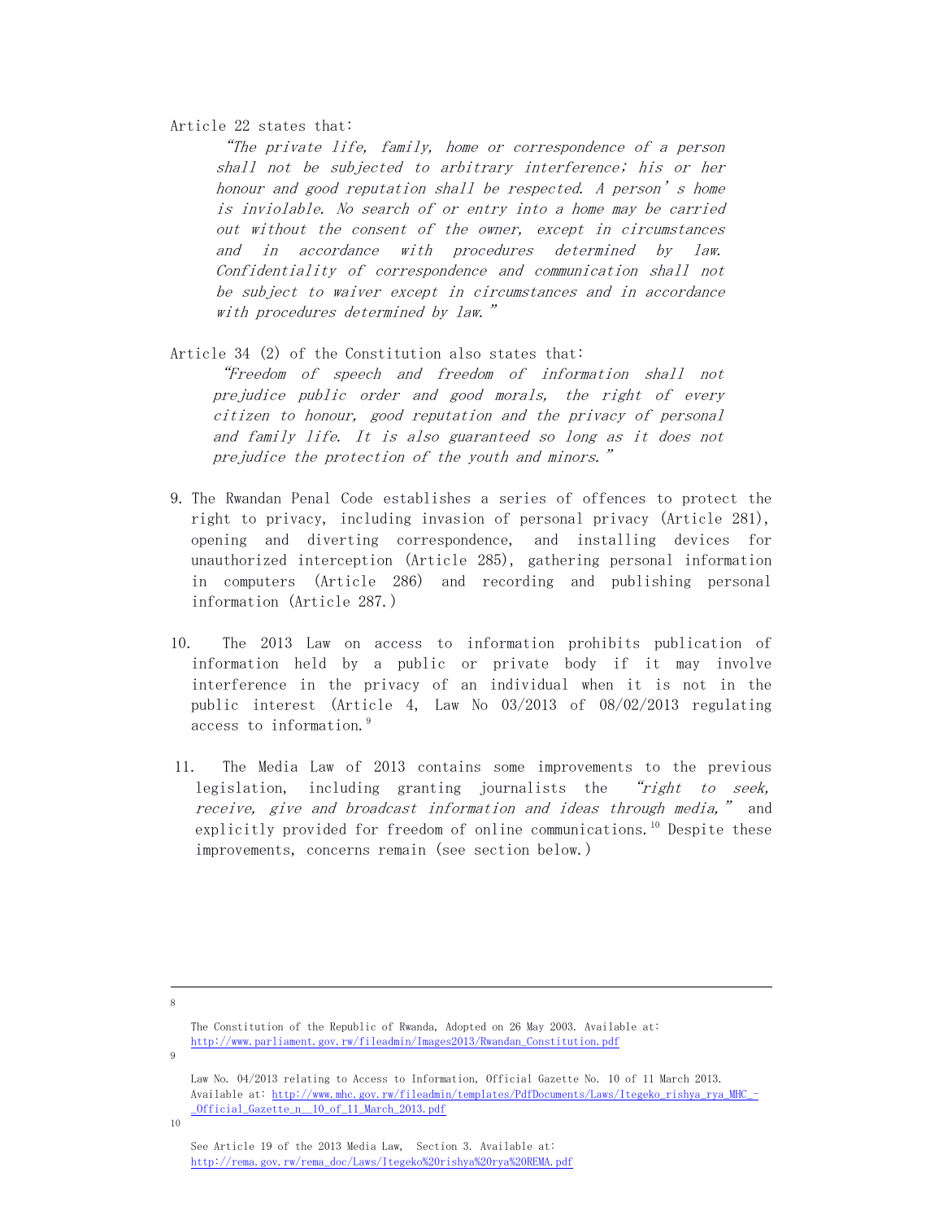Article 22 states that:

> *"The private life, family, home or correspondence of a person shall not be subjected to arbitrary interference; his or her honour and good reputation shall be respected. A person's home is inviolable. No search of or entry into a home may be carried out without the consent of the owner, except in circumstances and in accordance with procedures determined by law. Confidentiality of correspondence and communication shall not be subject to waiver except in circumstances and in accordance with procedures determined by law."*

Article 34 (2) of the Constitution also states that:

> *"Freedom of speech and freedom of information shall not prejudice public order and good morals, the right of every citizen to honour, good reputation and the privacy of personal and family life. It is also guaranteed so long as it does not prejudice the protection of the youth and minors."*

9. The Rwandan Penal Code establishes a series of offences to protect the right to privacy, including invasion of personal privacy (Article 281), opening and diverting correspondence, and installing devices for unauthorized interception (Article 285), gathering personal information in computers (Article 286) and recording and publishing personal information (Article 287.)

10. The 2013 Law on access to information prohibits publication of information held by a public or private body if it may involve interference in the privacy of an individual when it is not in the public interest (Article 4, Law No 03/2013 of 08/02/2013 regulating access to information.[9]

11. The Media Law of 2013 contains some improvements to the previous legislation, including granting journalists the *"right to seek, receive, give and broadcast information and ideas through media,"* and explicitly provided for freedom of online communications.[10] Despite these improvements, concerns remain (see section below.)

---

[8] The Constitution of the Republic of Rwanda, Adopted on 26 May 2003. Available at: http://www.parliament.gov.rw/fileadmin/Images2013/Rwandan_Constitution.pdf

[9] Law No. 04/2013 relating to Access to Information, Official Gazette No. 10 of 11 March 2013. Available at: http://www.mhc.gov.rw/fileadmin/templates/PdfDocuments/Laws/Itegeko_rishya_rya_MHC_-_Official_Gazette_n__10_of_11_March_2013.pdf

[10] See Article 19 of the 2013 Media Law, Section 3. Available at: http://rema.gov.rw/rema_doc/Laws/Itegeko%20rishya%20rya%20REMA.pdf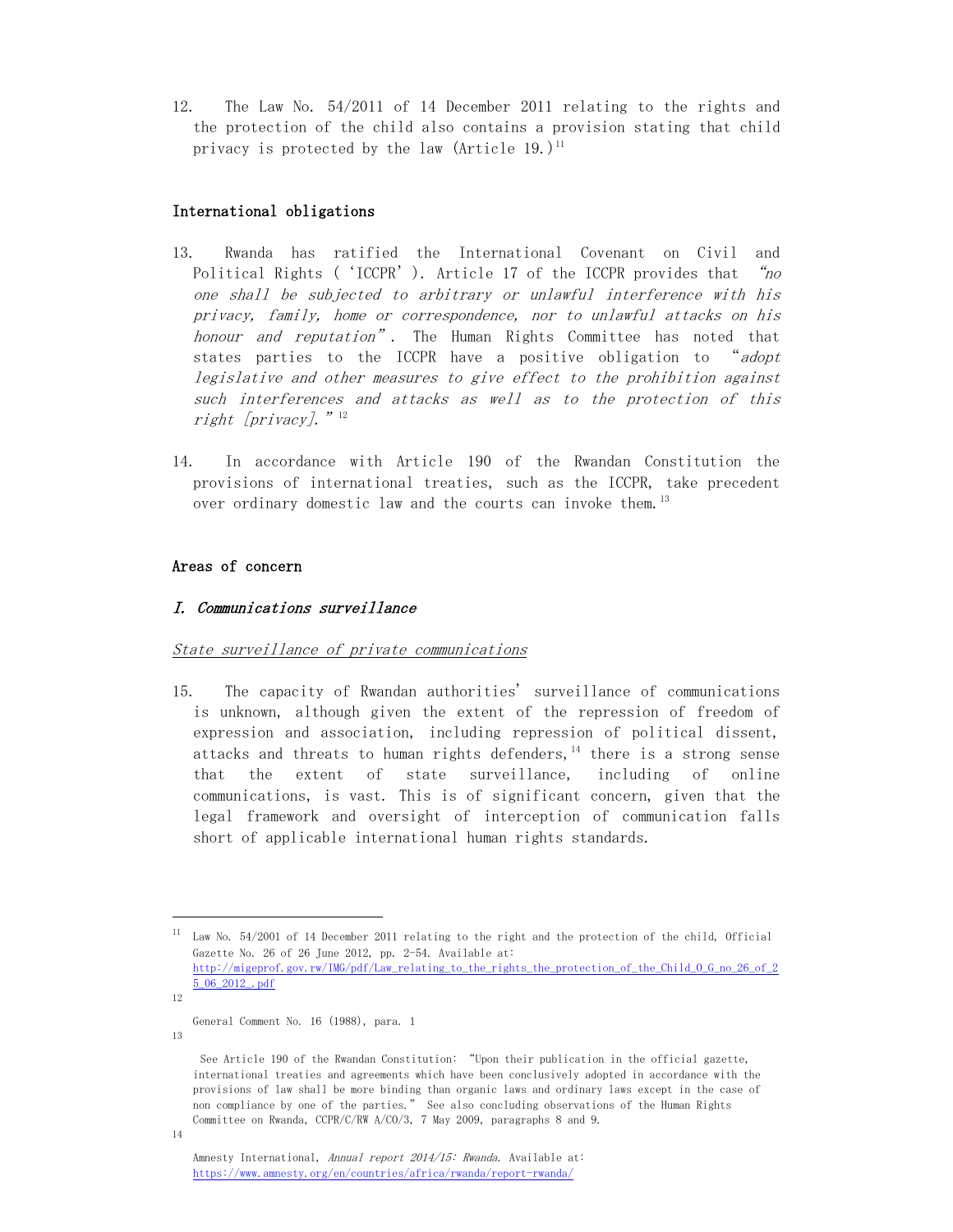12. The Law No. 54/2011 of 14 December 2011 relating to the rights and the protection of the child also contains a provision stating that child privacy is protected by the law (Article 19.)[11]

## International obligations

13. Rwanda has ratified the International Covenant on Civil and Political Rights ('ICCPR'). Article 17 of the ICCPR provides that *"no one shall be subjected to arbitrary or unlawful interference with his privacy, family, home or correspondence, nor to unlawful attacks on his honour and reputation"*. The Human Rights Committee has noted that states parties to the ICCPR have a positive obligation to "*adopt legislative and other measures to give effect to the prohibition against such interferences and attacks as well as to the protection of this right [privacy].*"[12]

14. In accordance with Article 190 of the Rwandan Constitution the provisions of international treaties, such as the ICCPR, take precedent over ordinary domestic law and the courts can invoke them.[13]

## Areas of concern

### *I. Communications surveillance*

<u>*State surveillance of private communications*</u>

15. The capacity of Rwandan authorities' surveillance of communications is unknown, although given the extent of the repression of freedom of expression and association, including repression of political dissent, attacks and threats to human rights defenders,[14] there is a strong sense that the extent of state surveillance, including of online communications, is vast. This is of significant concern, given that the legal framework and oversight of interception of communication falls short of applicable international human rights standards.

---

[11] Law No. 54/2001 of 14 December 2011 relating to the right and the protection of the child, Official Gazette No. 26 of 26 June 2012, pp. 2-54. Available at: http://migeprof.gov.rw/IMG/pdf/Law_relating_to_the_rights_the_protection_of_the_Child_O_G_no_26_of_25_06_2012_.pdf

[12] General Comment No. 16 (1988), para. 1

[13] See Article 190 of the Rwandan Constitution: "Upon their publication in the official gazette, international treaties and agreements which have been conclusively adopted in accordance with the provisions of law shall be more binding than organic laws and ordinary laws except in the case of non compliance by one of the parties." See also concluding observations of the Human Rights Committee on Rwanda, CCPR/C/RW A/CO/3, 7 May 2009, paragraphs 8 and 9.

[14] Amnesty International, *Annual report 2014/15: Rwanda*. Available at: https://www.amnesty.org/en/countries/africa/rwanda/report-rwanda/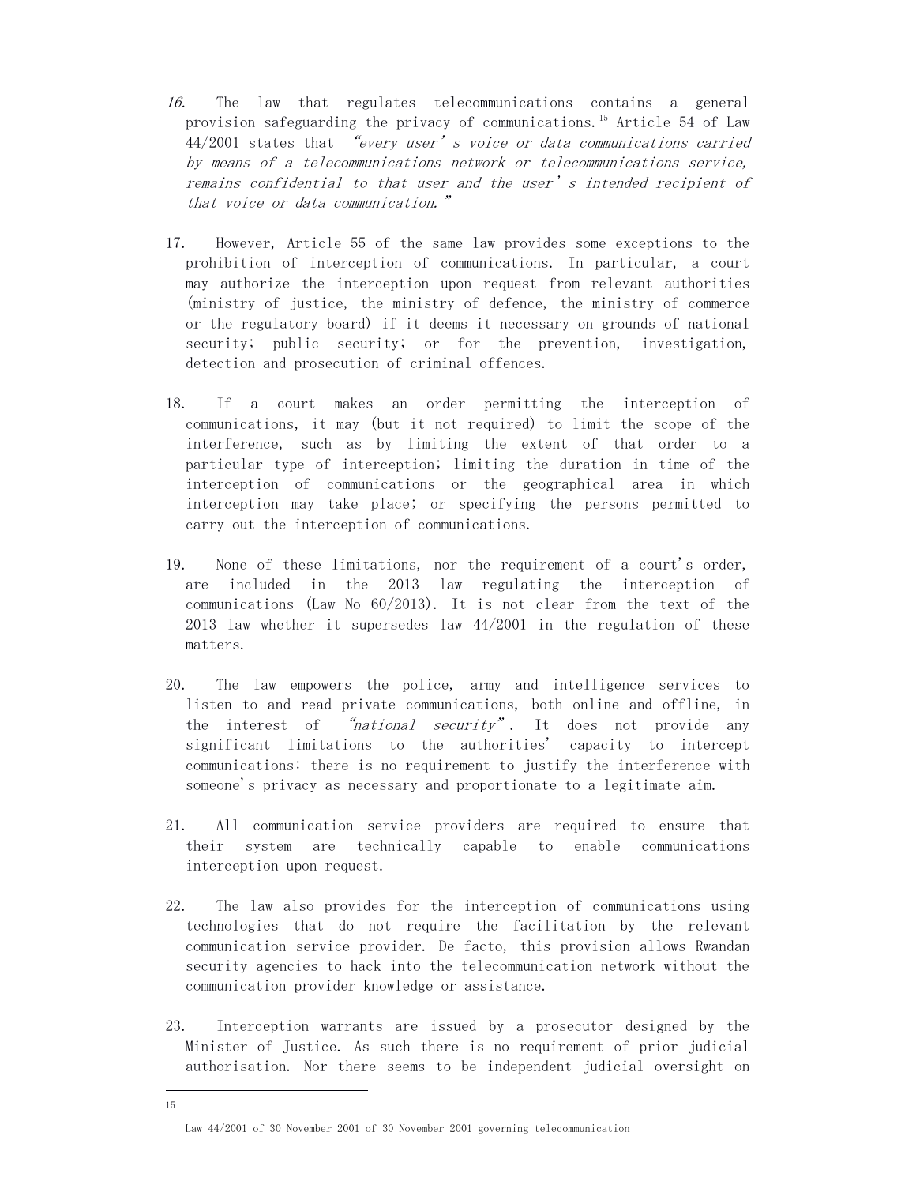*16.* The law that regulates telecommunications contains a general provision safeguarding the privacy of communications.[15] Article 54 of Law 44/2001 states that *"every user's voice or data communications carried by means of a telecommunications network or telecommunications service, remains confidential to that user and the user's intended recipient of that voice or data communication."*

17. However, Article 55 of the same law provides some exceptions to the prohibition of interception of communications. In particular, a court may authorize the interception upon request from relevant authorities (ministry of justice, the ministry of defence, the ministry of commerce or the regulatory board) if it deems it necessary on grounds of national security; public security; or for the prevention, investigation, detection and prosecution of criminal offences.

18. If a court makes an order permitting the interception of communications, it may (but it not required) to limit the scope of the interference, such as by limiting the extent of that order to a particular type of interception; limiting the duration in time of the interception of communications or the geographical area in which interception may take place; or specifying the persons permitted to carry out the interception of communications.

19. None of these limitations, nor the requirement of a court's order, are included in the 2013 law regulating the interception of communications (Law No 60/2013). It is not clear from the text of the 2013 law whether it supersedes law 44/2001 in the regulation of these matters.

20. The law empowers the police, army and intelligence services to listen to and read private communications, both online and offline, in the interest of *"national security"*. It does not provide any significant limitations to the authorities' capacity to intercept communications: there is no requirement to justify the interference with someone's privacy as necessary and proportionate to a legitimate aim.

21. All communication service providers are required to ensure that their system are technically capable to enable communications interception upon request.

22. The law also provides for the interception of communications using technologies that do not require the facilitation by the relevant communication service provider. De facto, this provision allows Rwandan security agencies to hack into the telecommunication network without the communication provider knowledge or assistance.

23. Interception warrants are issued by a prosecutor designed by the Minister of Justice. As such there is no requirement of prior judicial authorisation. Nor there seems to be independent judicial oversight on

---

[15] Law 44/2001 of 30 November 2001 of 30 November 2001 governing telecommunication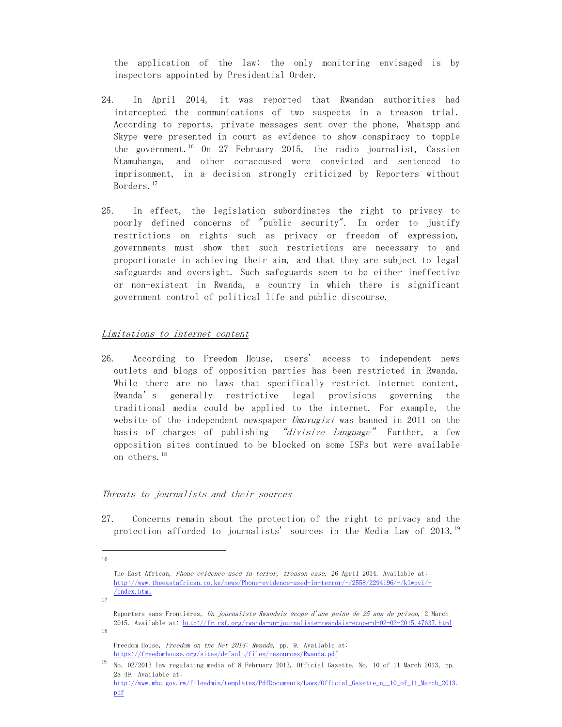the application of the law: the only monitoring envisaged is by inspectors appointed by Presidential Order.

24. In April 2014, it was reported that Rwandan authorities had intercepted the communications of two suspects in a treason trial. According to reports, private messages sent over the phone, Whatspp and Skype were presented in court as evidence to show conspiracy to topple the government.[16] On 27 February 2015, the radio journalist, Cassien Ntamuhanga, and other co-accused were convicted and sentenced to imprisonment, in a decision strongly criticized by Reporters without Borders.[17]

25. In effect, the legislation subordinates the right to privacy to poorly defined concerns of "public security". In order to justify restrictions on rights such as privacy or freedom of expression, governments must show that such restrictions are necessary to and proportionate in achieving their aim, and that they are subject to legal safeguards and oversight. Such safeguards seem to be either ineffective or non-existent in Rwanda, a country in which there is significant government control of political life and public discourse.

*Limitations to internet content*

26. According to Freedom House, users' access to independent news outlets and blogs of opposition parties has been restricted in Rwanda. While there are no laws that specifically restrict internet content, Rwanda's generally restrictive legal provisions governing the traditional media could be applied to the internet. For example, the website of the independent newspaper *Umuvugizi* was banned in 2011 on the basis of charges of publishing *"divisive language"* Further, a few opposition sites continued to be blocked on some ISPs but were available on others.[18]

*Threats to journalists and their sources*

27. Concerns remain about the protection of the right to privacy and the protection afforded to journalists' sources in the Media Law of 2013.[19]

---

[16] The East African, *Phone evidence used in terror, treason case*, 26 April 2014. Available at: http://www.theeastafrican.co.ke/news/Phone-evidence-used-in-terror/-/2558/2294196/-/klwpvi/-/index.html

[17] Reporters sans Frontières, *Un journaliste Rwandais écope d'une peine de 25 ans de prison*, 2 March 2015. Available at: http://fr.rsf.org/rwanda-un-journaliste-rwandais-ecope-d-02-03-2015,47637.html

[18] Freedom House, *Freedom on the Net 2014: Rwanda*, pp. 9. Available at: https://freedomhouse.org/sites/default/files/resources/Rwanda.pdf

[19] No. 02/2013 law regulating media of 8 February 2013, Official Gazette, No. 10 of 11 March 2013, pp. 28-49. Available at: http://www.mhc.gov.rw/fileadmin/templates/PdfDocuments/Laws/Official_Gazette_n__10_of_11_March_2013.pdf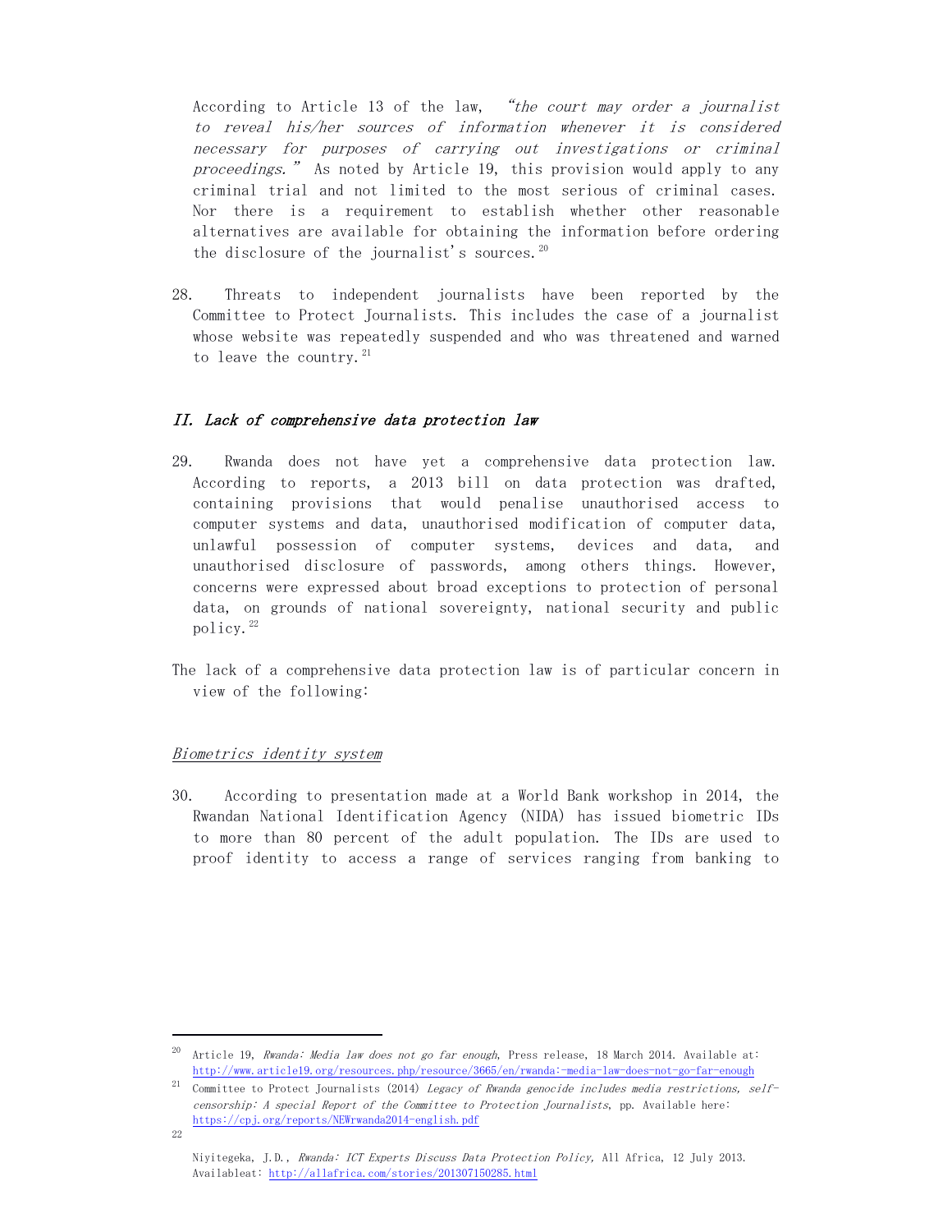According to Article 13 of the law, *"the court may order a journalist to reveal his/her sources of information whenever it is considered necessary for purposes of carrying out investigations or criminal proceedings."* As noted by Article 19, this provision would apply to any criminal trial and not limited to the most serious of criminal cases. Nor there is a requirement to establish whether other reasonable alternatives are available for obtaining the information before ordering the disclosure of the journalist's sources.[20]

28. Threats to independent journalists have been reported by the Committee to Protect Journalists. This includes the case of a journalist whose website was repeatedly suspended and who was threatened and warned to leave the country.[21]

## *II. Lack of comprehensive data protection law*

29. Rwanda does not have yet a comprehensive data protection law. According to reports, a 2013 bill on data protection was drafted, containing provisions that would penalise unauthorised access to computer systems and data, unauthorised modification of computer data, unlawful possession of computer systems, devices and data, and unauthorised disclosure of passwords, among others things. However, concerns were expressed about broad exceptions to protection of personal data, on grounds of national sovereignty, national security and public policy.[22]

The lack of a comprehensive data protection law is of particular concern in view of the following:

### Biometrics identity system

30. According to presentation made at a World Bank workshop in 2014, the Rwandan National Identification Agency (NIDA) has issued biometric IDs to more than 80 percent of the adult population. The IDs are used to proof identity to access a range of services ranging from banking to

---

[20] Article 19, *Rwanda: Media law does not go far enough*, Press release, 18 March 2014. Available at: http://www.article19.org/resources.php/resource/3665/en/rwanda:-media-law-does-not-go-far-enough

[21] Committee to Protect Journalists (2014) *Legacy of Rwanda genocide includes media restrictions, self-censorship: A special Report of the Committee to Protection Journalists*, pp. Available here: https://cpj.org/reports/NEWrwanda2014-english.pdf

[22] Niyitegeka, J.D., *Rwanda: ICT Experts Discuss Data Protection Policy,* All Africa, 12 July 2013. Availableat: http://allafrica.com/stories/201307150285.html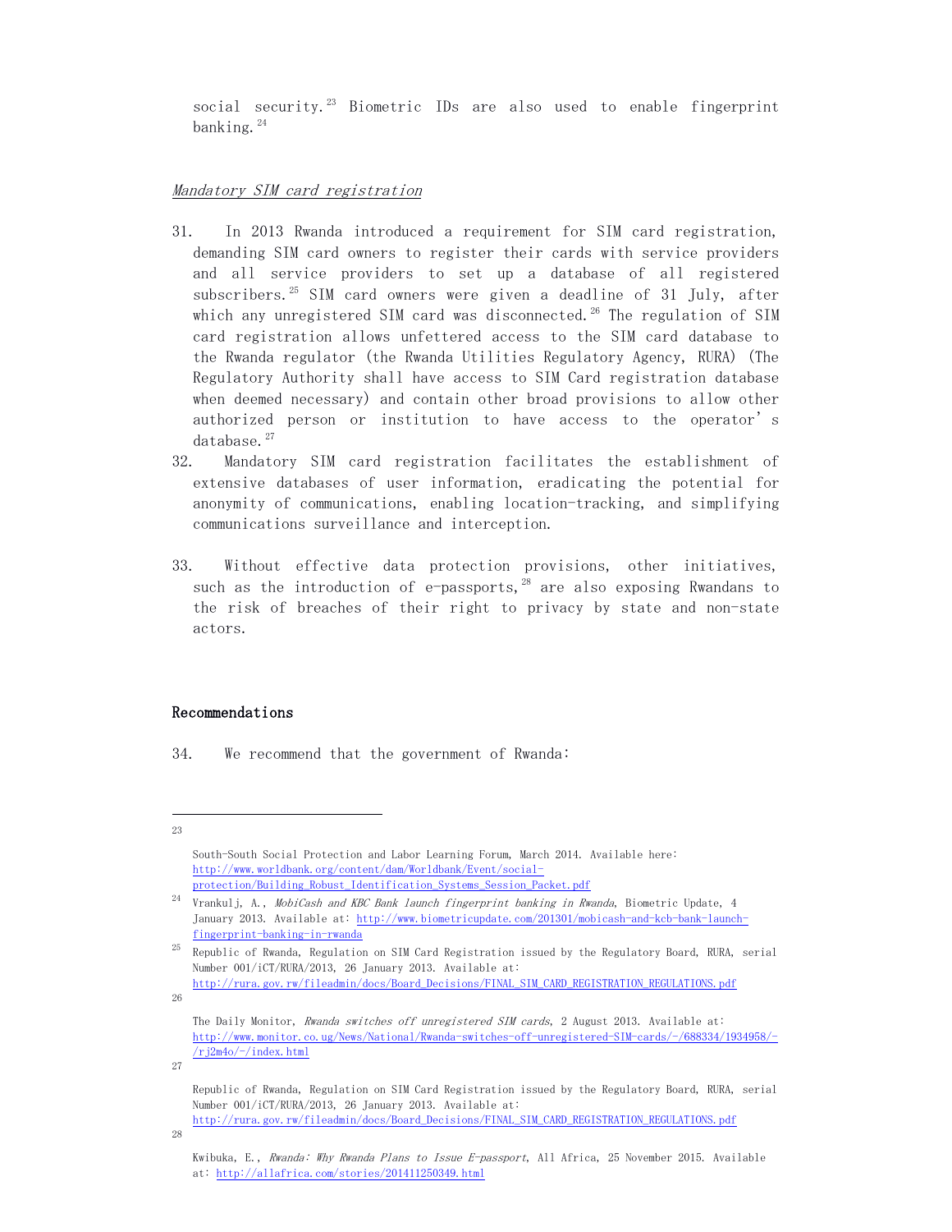social security.[23] Biometric IDs are also used to enable fingerprint banking.[24]

*Mandatory SIM card registration*

31. In 2013 Rwanda introduced a requirement for SIM card registration, demanding SIM card owners to register their cards with service providers and all service providers to set up a database of all registered subscribers.[25] SIM card owners were given a deadline of 31 July, after which any unregistered SIM card was disconnected.[26] The regulation of SIM card registration allows unfettered access to the SIM card database to the Rwanda regulator (the Rwanda Utilities Regulatory Agency, RURA) (The Regulatory Authority shall have access to SIM Card registration database when deemed necessary) and contain other broad provisions to allow other authorized person or institution to have access to the operator's database.[27]

32. Mandatory SIM card registration facilitates the establishment of extensive databases of user information, eradicating the potential for anonymity of communications, enabling location-tracking, and simplifying communications surveillance and interception.

33. Without effective data protection provisions, other initiatives, such as the introduction of e-passports,[28] are also exposing Rwandans to the risk of breaches of their right to privacy by state and non-state actors.

## Recommendations

34. We recommend that the government of Rwanda:

---

[23] South-South Social Protection and Labor Learning Forum, March 2014. Available here: http://www.worldbank.org/content/dam/Worldbank/Event/social-protection/Building_Robust_Identification_Systems_Session_Packet.pdf

[24] Vrankulj, A., *MobiCash and KBC Bank launch fingerprint banking in Rwanda*, Biometric Update, 4 January 2013. Available at: http://www.biometricupdate.com/201301/mobicash-and-kcb-bank-launch-fingerprint-banking-in-rwanda

[25] Republic of Rwanda, Regulation on SIM Card Registration issued by the Regulatory Board, RURA, serial Number 001/iCT/RURA/2013, 26 January 2013. Available at: http://rura.gov.rw/fileadmin/docs/Board_Decisions/FINAL_SIM_CARD_REGISTRATION_REGULATIONS.pdf

[26] The Daily Monitor, *Rwanda switches off unregistered SIM cards*, 2 August 2013. Available at: http://www.monitor.co.ug/News/National/Rwanda-switches-off-unregistered-SIM-cards/-/688334/1934958/-/rj2m4o/-/index.html

[27] Republic of Rwanda, Regulation on SIM Card Registration issued by the Regulatory Board, RURA, serial Number 001/iCT/RURA/2013, 26 January 2013. Available at: http://rura.gov.rw/fileadmin/docs/Board_Decisions/FINAL_SIM_CARD_REGISTRATION_REGULATIONS.pdf

[28] Kwibuka, E., *Rwanda: Why Rwanda Plans to Issue E-passport*, All Africa, 25 November 2015. Available at: http://allafrica.com/stories/201411250349.html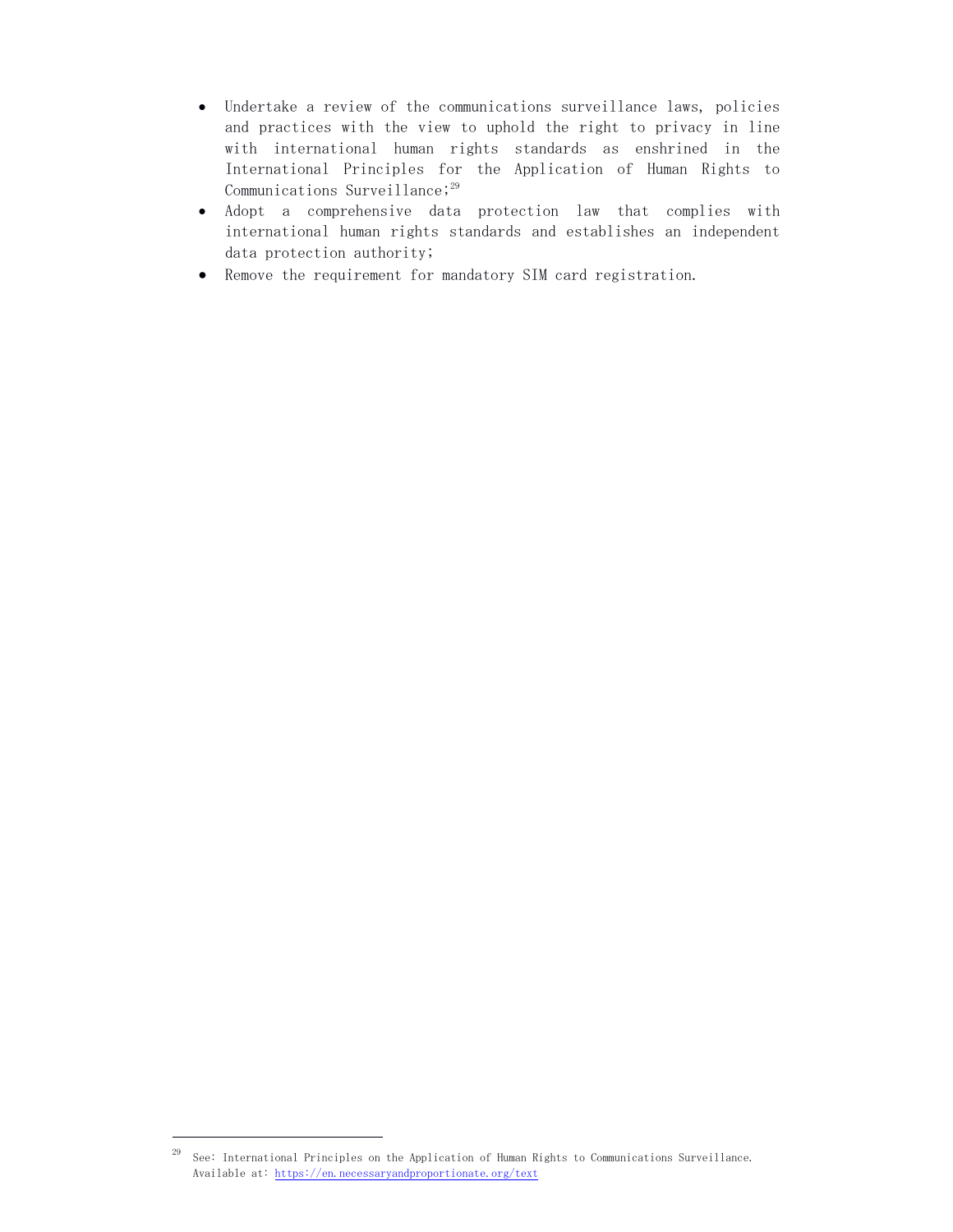- Undertake a review of the communications surveillance laws, policies and practices with the view to uphold the right to privacy in line with international human rights standards as enshrined in the International Principles for the Application of Human Rights to Communications Surveillance;[29]
- Adopt a comprehensive data protection law that complies with international human rights standards and establishes an independent data protection authority;
- Remove the requirement for mandatory SIM card registration.

[29] See: International Principles on the Application of Human Rights to Communications Surveillance. Available at: https://en.necessaryandproportionate.org/text